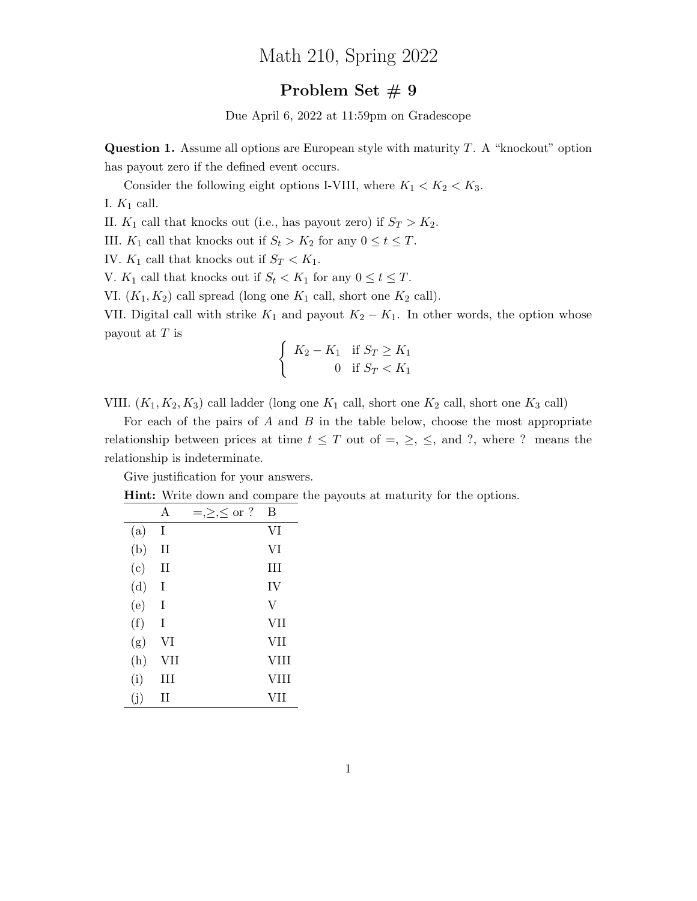# Math 210, Spring 2022

## Problem Set # 9

Due April 6, 2022 at 11:59pm on Gradescope

**Question 1.** Assume all options are European style with maturity $T$. A "knockout" option has payout zero if the defined event occurs.

Consider the following eight options I-VIII, where $K_1 < K_2 < K_3$.

I. $K_1$ call.

II. $K_1$ call that knocks out (i.e., has payout zero) if $S_T > K_2$.

III. $K_1$ call that knocks out if $S_t > K_2$ for any $0 \leq t \leq T$.

IV. $K_1$ call that knocks out if $S_T < K_1$.

V. $K_1$ call that knocks out if $S_t < K_1$ for any $0 \leq t \leq T$.

VI. $(K_1, K_2)$ call spread (long one $K_1$ call, short one $K_2$ call).

VII. Digital call with strike $K_1$ and payout $K_2 - K_1$. In other words, the option whose payout at $T$ is

$$\begin{cases} K_2 - K_1 & \text{if } S_T \geq K_1 \\ 0 & \text{if } S_T < K_1 \end{cases}$$

VIII. $(K_1, K_2, K_3)$ call ladder (long one $K_1$ call, short one $K_2$ call, short one $K_3$ call)

For each of the pairs of $A$ and $B$ in the table below, choose the most appropriate relationship between prices at time $t \leq T$ out of $=$, $\geq$, $\leq$, and ?, where ? means the relationship is indeterminate.

Give justification for your answers.

**Hint:** Write down and compare the payouts at maturity for the options.

| | A | $=,\geq,\leq$ or ? | B |
|---|---|---|---|
| (a) | I | | VI |
| (b) | II | | VI |
| (c) | II | | III |
| (d) | I | | IV |
| (e) | I | | V |
| (f) | I | | VII |
| (g) | VI | | VII |
| (h) | VII | | VIII |
| (i) | III | | VIII |
| (j) | II | | VII |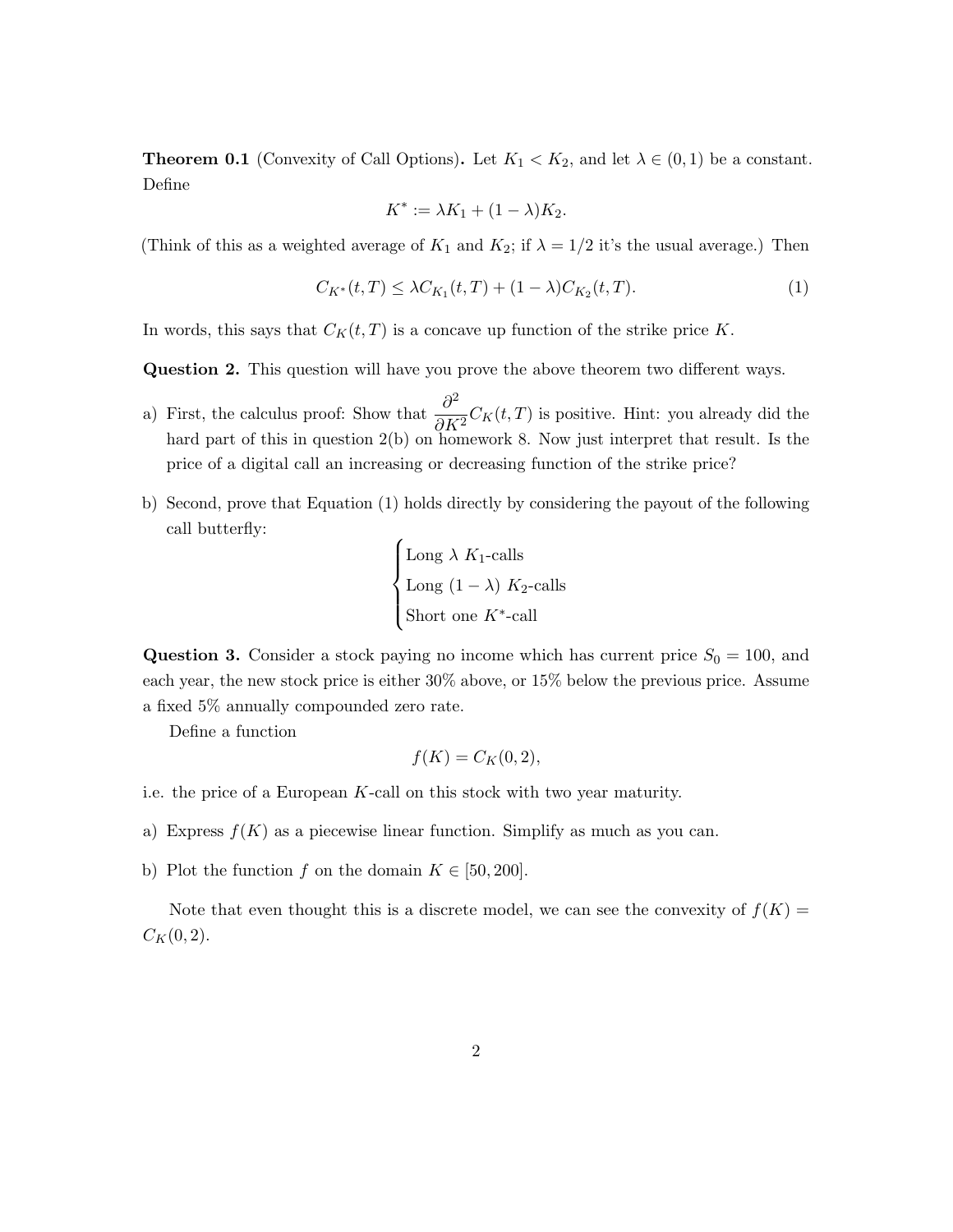**Theorem 0.1** (Convexity of Call Options)**.** Let $K_1 < K_2$, and let $\lambda \in (0, 1)$ be a constant. Define

$$K^* := \lambda K_1 + (1 - \lambda) K_2.$$

(Think of this as a weighted average of $K_1$ and $K_2$; if $\lambda = 1/2$ it's the usual average.) Then

$$C_{K^*}(t, T) \leq \lambda C_{K_1}(t, T) + (1 - \lambda) C_{K_2}(t, T). \tag{1}$$

In words, this says that $C_K(t, T)$ is a concave up function of the strike price $K$.

**Question 2.** This question will have you prove the above theorem two different ways.

a) First, the calculus proof: Show that $\dfrac{\partial^2}{\partial K^2} C_K(t, T)$ is positive. Hint: you already did the hard part of this in question 2(b) on homework 8. Now just interpret that result. Is the price of a digital call an increasing or decreasing function of the strike price?

b) Second, prove that Equation (1) holds directly by considering the payout of the following call butterfly:

$$\begin{cases} \text{Long } \lambda \ K_1\text{-calls} \\ \text{Long } (1 - \lambda) \ K_2\text{-calls} \\ \text{Short one } K^*\text{-call} \end{cases}$$

**Question 3.** Consider a stock paying no income which has current price $S_0 = 100$, and each year, the new stock price is either 30% above, or 15% below the previous price. Assume a fixed 5% annually compounded zero rate.

Define a function

$$f(K) = C_K(0, 2),$$

i.e. the price of a European $K$-call on this stock with two year maturity.

a) Express $f(K)$ as a piecewise linear function. Simplify as much as you can.

b) Plot the function $f$ on the domain $K \in [50, 200]$.

Note that even thought this is a discrete model, we can see the convexity of $f(K) = C_K(0, 2)$.